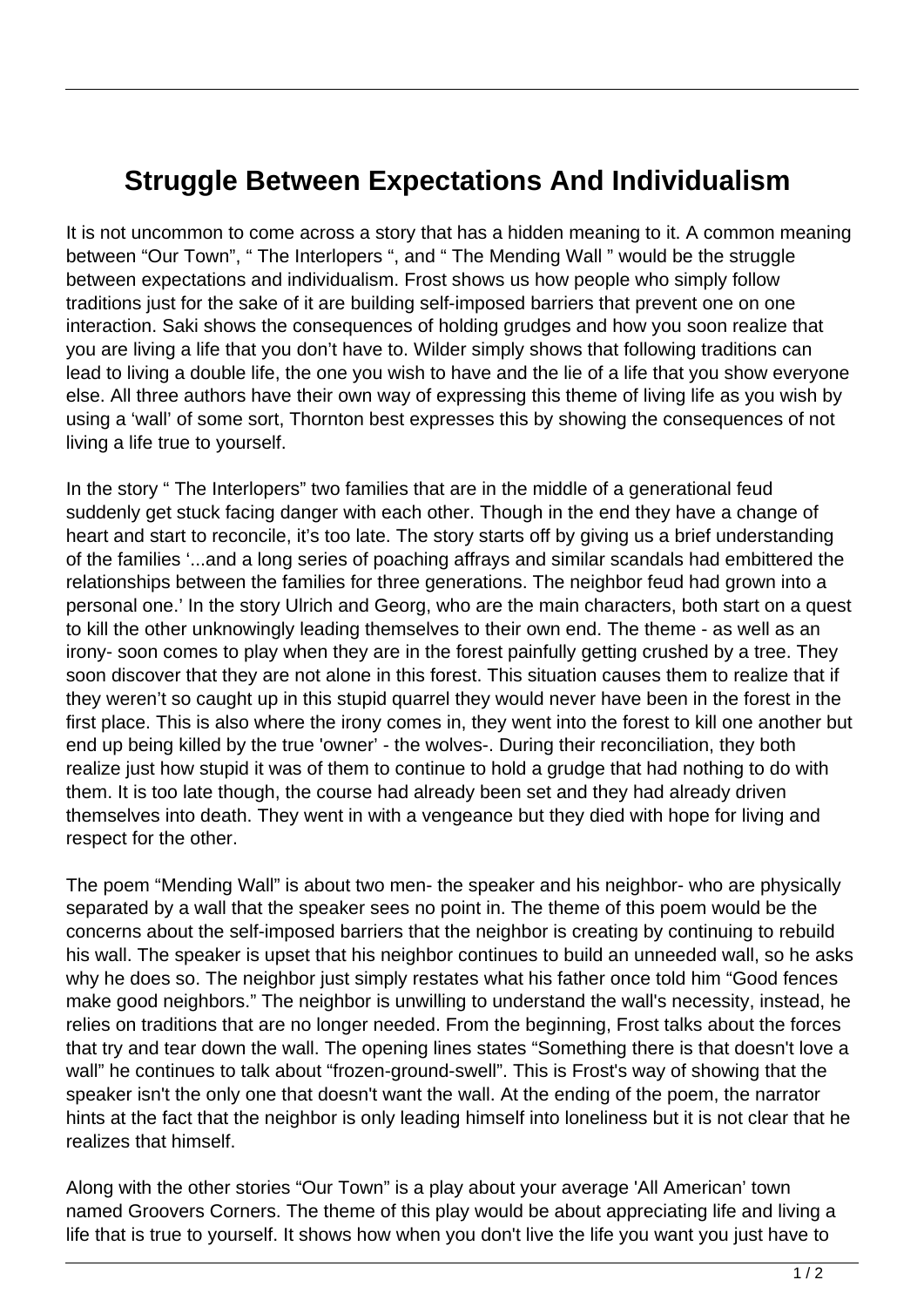# Struggle Between Expectations And Individualism

It is not uncommon to come across a story that has a hidden meaning to it. A common meaning between “Our Town”, “ The Interlopers “, and “ The Mending Wall ” would be the struggle between expectations and individualism. Frost shows us how people who simply follow traditions just for the sake of it are building self-imposed barriers that prevent one on one interaction. Saki shows the consequences of holding grudges and how you soon realize that you are living a life that you don’t have to. Wilder simply shows that following traditions can lead to living a double life, the one you wish to have and the lie of a life that you show everyone else. All three authors have their own way of expressing this theme of living life as you wish by using a ‘wall’ of some sort, Thornton best expresses this by showing the consequences of not living a life true to yourself.

In the story “ The Interlopers” two families that are in the middle of a generational feud suddenly get stuck facing danger with each other. Though in the end they have a change of heart and start to reconcile, it’s too late. The story starts off by giving us a brief understanding of the families ‘...and a long series of poaching affrays and similar scandals had embittered the relationships between the families for three generations. The neighbor feud had grown into a personal one.’ In the story Ulrich and Georg, who are the main characters, both start on a quest to kill the other unknowingly leading themselves to their own end. The theme - as well as an irony- soon comes to play when they are in the forest painfully getting crushed by a tree. They soon discover that they are not alone in this forest. This situation causes them to realize that if they weren’t so caught up in this stupid quarrel they would never have been in the forest in the first place. This is also where the irony comes in, they went into the forest to kill one another but end up being killed by the true 'owner' - the wolves-. During their reconciliation, they both realize just how stupid it was of them to continue to hold a grudge that had nothing to do with them. It is too late though, the course had already been set and they had already driven themselves into death. They went in with a vengeance but they died with hope for living and respect for the other.

The poem “Mending Wall” is about two men- the speaker and his neighbor- who are physically separated by a wall that the speaker sees no point in. The theme of this poem would be the concerns about the self-imposed barriers that the neighbor is creating by continuing to rebuild his wall. The speaker is upset that his neighbor continues to build an unneeded wall, so he asks why he does so. The neighbor just simply restates what his father once told him “Good fences make good neighbors.” The neighbor is unwilling to understand the wall's necessity, instead, he relies on traditions that are no longer needed. From the beginning, Frost talks about the forces that try and tear down the wall. The opening lines states “Something there is that doesn't love a wall” he continues to talk about “frozen-ground-swell”. This is Frost's way of showing that the speaker isn't the only one that doesn't want the wall. At the ending of the poem, the narrator hints at the fact that the neighbor is only leading himself into loneliness but it is not clear that he realizes that himself.

Along with the other stories “Our Town” is a play about your average 'All American’ town named Groovers Corners. The theme of this play would be about appreciating life and living a life that is true to yourself. It shows how when you don't live the life you want you just have to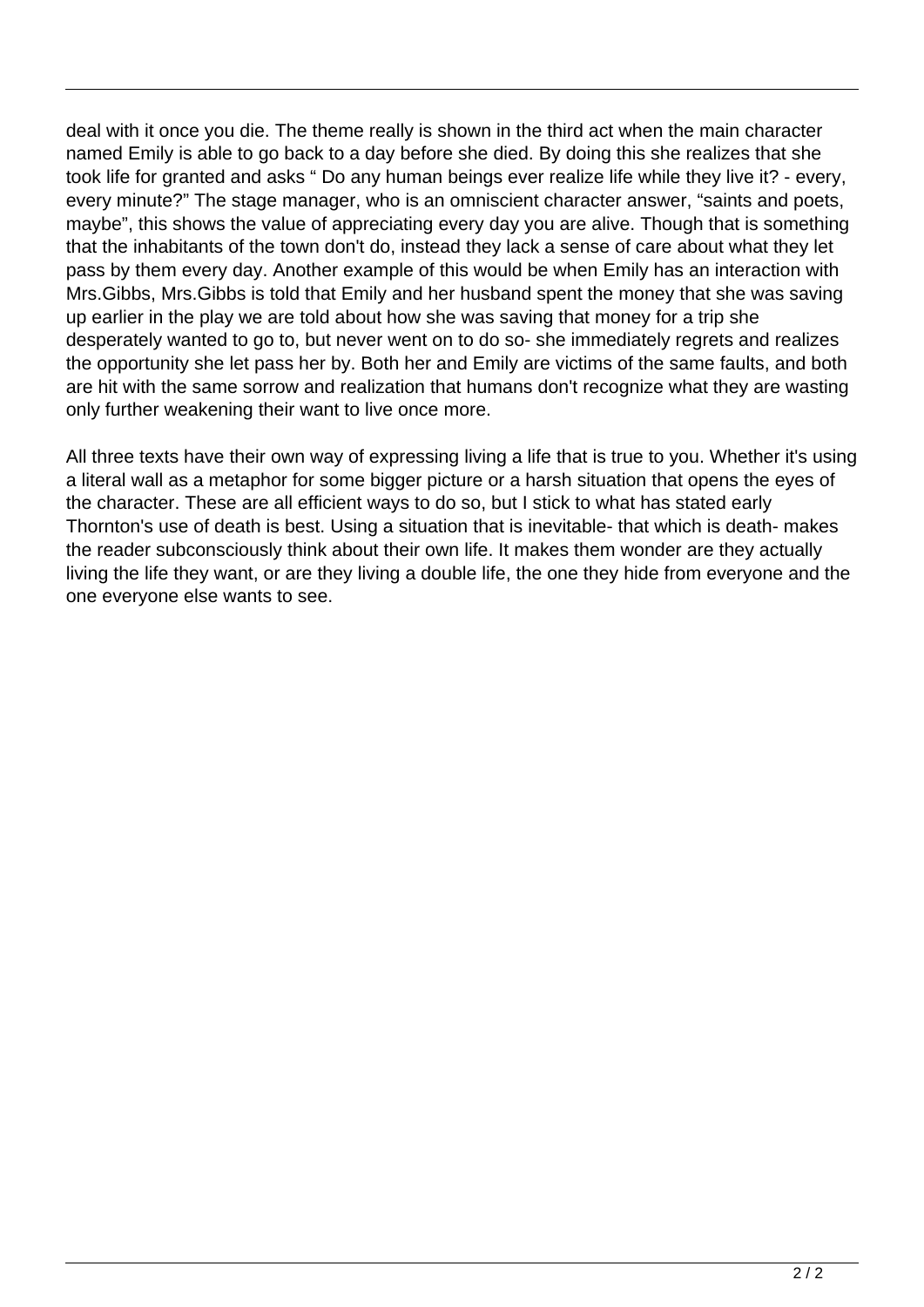deal with it once you die. The theme really is shown in the third act when the main character named Emily is able to go back to a day before she died. By doing this she realizes that she took life for granted and asks " Do any human beings ever realize life while they live it? - every, every minute?" The stage manager, who is an omniscient character answer, "saints and poets, maybe", this shows the value of appreciating every day you are alive. Though that is something that the inhabitants of the town don't do, instead they lack a sense of care about what they let pass by them every day. Another example of this would be when Emily has an interaction with Mrs.Gibbs, Mrs.Gibbs is told that Emily and her husband spent the money that she was saving up earlier in the play we are told about how she was saving that money for a trip she desperately wanted to go to, but never went on to do so- she immediately regrets and realizes the opportunity she let pass her by. Both her and Emily are victims of the same faults, and both are hit with the same sorrow and realization that humans don't recognize what they are wasting only further weakening their want to live once more.

All three texts have their own way of expressing living a life that is true to you. Whether it's using a literal wall as a metaphor for some bigger picture or a harsh situation that opens the eyes of the character. These are all efficient ways to do so, but I stick to what has stated early Thornton's use of death is best. Using a situation that is inevitable- that which is death- makes the reader subconsciously think about their own life. It makes them wonder are they actually living the life they want, or are they living a double life, the one they hide from everyone and the one everyone else wants to see.